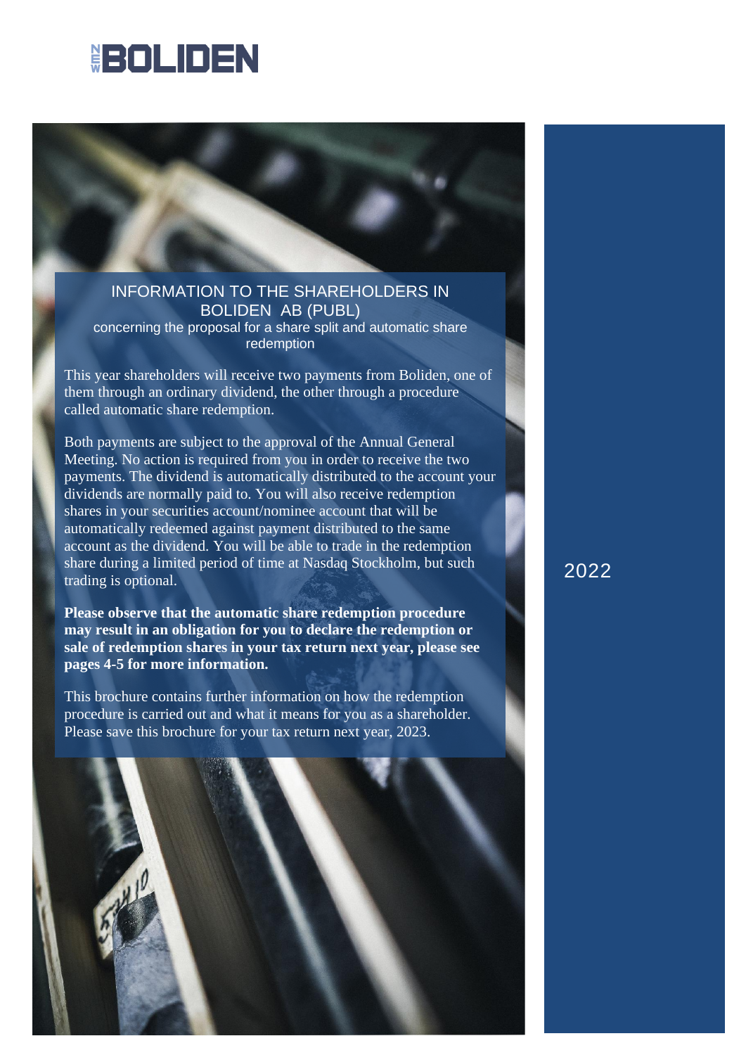NEW BOLIDEN

# INFORMATION TO THE SHAREHOLDERS IN BOLIDEN AB (PUBL)

concerning the proposal for a share split and automatic share redemption

This year shareholders will receive two payments from Boliden, one of them through an ordinary dividend, the other through a procedure called automatic share redemption.

Both payments are subject to the approval of the Annual General Meeting. No action is required from you in order to receive the two payments. The dividend is automatically distributed to the account your dividends are normally paid to. You will also receive redemption shares in your securities account/nominee account that will be automatically redeemed against payment distributed to the same account as the dividend. You will be able to trade in the redemption share during a limited period of time at Nasdaq Stockholm, but such trading is optional.

**Please observe that the automatic share redemption procedure may result in an obligation for you to declare the redemption or sale of redemption shares in your tax return next year, please see pages 4-5 for more information.**

This brochure contains further information on how the redemption procedure is carried out and what it means for you as a shareholder. Please save this brochure for your tax return next year, 2023.

2022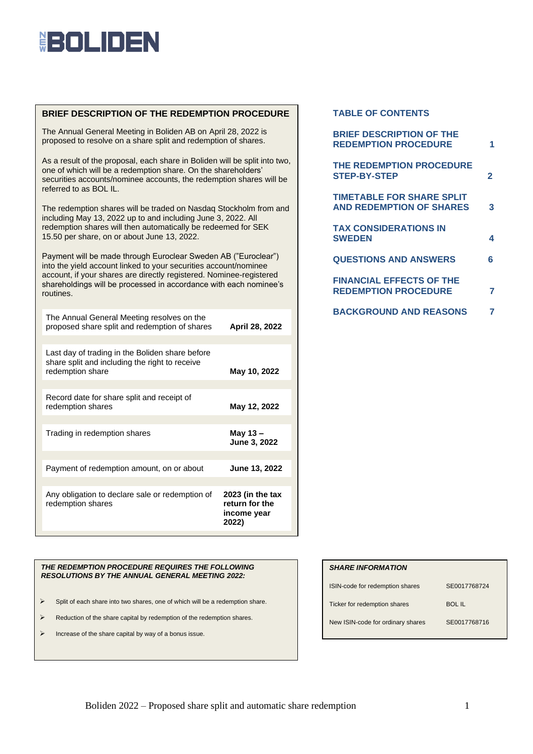# NEW BOLIDEN

## BRIEF DESCRIPTION OF THE REDEMPTION PROCEDURE

The Annual General Meeting in Boliden AB on April 28, 2022 is proposed to resolve on a share split and redemption of shares.

As a result of the proposal, each share in Boliden will be split into two, one of which will be a redemption share. On the shareholders' securities accounts/nominee accounts, the redemption shares will be referred to as BOL IL.

The redemption shares will be traded on Nasdaq Stockholm from and including May 13, 2022 up to and including June 3, 2022. All redemption shares will then automatically be redeemed for SEK 15.50 per share, on or about June 13, 2022.

Payment will be made through Euroclear Sweden AB ("Euroclear") into the yield account linked to your securities account/nominee account, if your shares are directly registered. Nominee-registered shareholdings will be processed in accordance with each nominee's routines.

| Event | Date |
|---|---|
| The Annual General Meeting resolves on the proposed share split and redemption of shares | **April 28, 2022** |
| Last day of trading in the Boliden share before share split and including the right to receive redemption share | **May 10, 2022** |
| Record date for share split and receipt of redemption shares | **May 12, 2022** |
| Trading in redemption shares | **May 13 – June 3, 2022** |
| Payment of redemption amount, on or about | **June 13, 2022** |
| Any obligation to declare sale or redemption of redemption shares | **2023 (in the tax return for the income year 2022)** |

***THE REDEMPTION PROCEDURE REQUIRES THE FOLLOWING RESOLUTIONS BY THE ANNUAL GENERAL MEETING 2022:***

- Split of each share into two shares, one of which will be a redemption share.
- Reduction of the share capital by redemption of the redemption shares.
- Increase of the share capital by way of a bonus issue.

## TABLE OF CONTENTS

| Section | Page |
|---|---|
| BRIEF DESCRIPTION OF THE REDEMPTION PROCEDURE | 1 |
| THE REDEMPTION PROCEDURE STEP-BY-STEP | 2 |
| TIMETABLE FOR SHARE SPLIT AND REDEMPTION OF SHARES | 3 |
| TAX CONSIDERATIONS IN SWEDEN | 4 |
| QUESTIONS AND ANSWERS | 6 |
| FINANCIAL EFFECTS OF THE REDEMPTION PROCEDURE | 7 |
| BACKGROUND AND REASONS | 7 |

***SHARE INFORMATION***

| | |
|---|---|
| ISIN-code for redemption shares | SE0017768724 |
| Ticker for redemption shares | BOL IL |
| New ISIN-code for ordinary shares | SE0017768716 |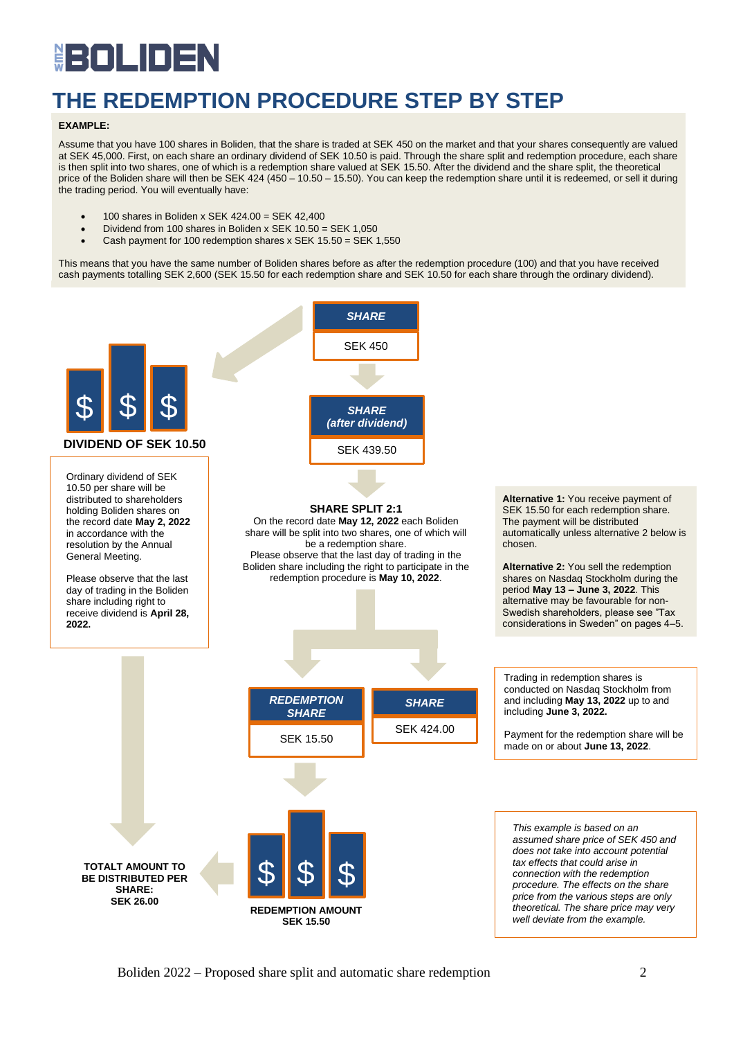# THE REDEMPTION PROCEDURE STEP BY STEP

**EXAMPLE:**

Assume that you have 100 shares in Boliden, that the share is traded at SEK 450 on the market and that your shares consequently are valued at SEK 45,000. First, on each share an ordinary dividend of SEK 10.50 is paid. Through the share split and redemption procedure, each share is then split into two shares, one of which is a redemption share valued at SEK 15.50. After the dividend and the share split, the theoretical price of the Boliden share will then be SEK 424 (450 – 10.50 – 15.50). You can keep the redemption share until it is redeemed, or sell it during the trading period. You will eventually have:

- 100 shares in Boliden x SEK 424.00 = SEK 42,400
- Dividend from 100 shares in Boliden x SEK 10.50 = SEK 1,050
- Cash payment for 100 redemption shares x SEK 15.50 = SEK 1,550

This means that you have the same number of Boliden shares before as after the redemption procedure (100) and that you have received cash payments totalling SEK 2,600 (SEK 15.50 for each redemption share and SEK 10.50 for each share through the ordinary dividend).

***SHARE***

SEK 450

***SHARE (after dividend)***

SEK 439.50

**DIVIDEND OF SEK 10.50**

Ordinary dividend of SEK 10.50 per share will be distributed to shareholders holding Boliden shares on the record date **May 2, 2022** in accordance with the resolution by the Annual General Meeting.

Please observe that the last day of trading in the Boliden share including right to receive dividend is **April 28, 2022.**

**SHARE SPLIT 2:1**

On the record date **May 12, 2022** each Boliden share will be split into two shares, one of which will be a redemption share.
Please observe that the last day of trading in the Boliden share including the right to participate in the redemption procedure is **May 10, 2022**.

**Alternative 1:** You receive payment of SEK 15.50 for each redemption share. The payment will be distributed automatically unless alternative 2 below is chosen.

**Alternative 2:** You sell the redemption shares on Nasdaq Stockholm during the period **May 13 – June 3, 2022**. This alternative may be favourable for non-Swedish shareholders, please see "Tax considerations in Sweden" on pages 4–5.

***REDEMPTION SHARE***

SEK 15.50

***SHARE***

SEK 424.00

Trading in redemption shares is conducted on Nasdaq Stockholm from and including **May 13, 2022** up to and including **June 3, 2022.**

Payment for the redemption share will be made on or about **June 13, 2022**.

**REDEMPTION AMOUNT SEK 15.50**

**TOTALT AMOUNT TO BE DISTRIBUTED PER SHARE: SEK 26.00**

*This example is based on an assumed share price of SEK 450 and does not take into account potential tax effects that could arise in connection with the redemption procedure. The effects on the share price from the various steps are only theoretical. The share price may very well deviate from the example.*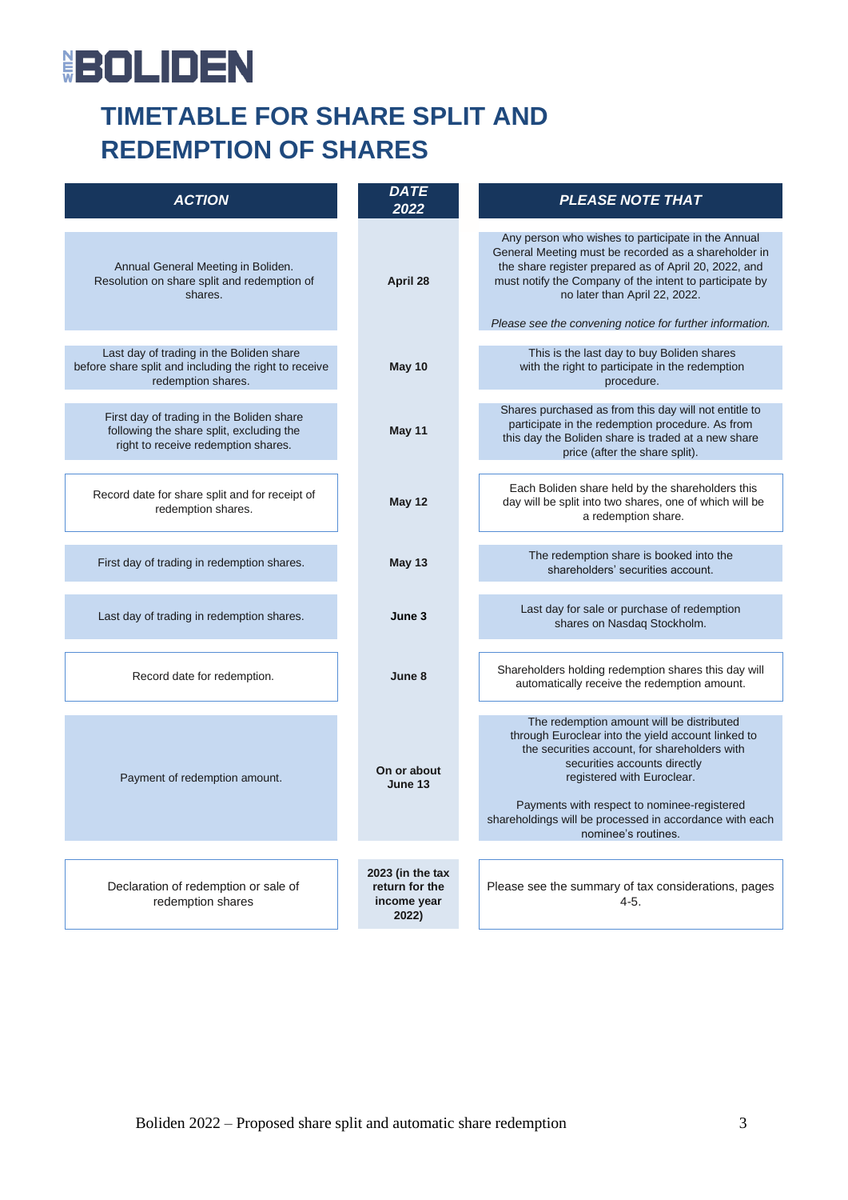# TIMETABLE FOR SHARE SPLIT AND REDEMPTION OF SHARES

| *ACTION* | *DATE 2022* | *PLEASE NOTE THAT* |
|---|---|---|
| Annual General Meeting in Boliden. Resolution on share split and redemption of shares. | **April 28** | Any person who wishes to participate in the Annual General Meeting must be recorded as a shareholder in the share register prepared as of April 20, 2022, and must notify the Company of the intent to participate by no later than April 22, 2022. *Please see the convening notice for further information.* |
| Last day of trading in the Boliden share before share split and including the right to receive redemption shares. | **May 10** | This is the last day to buy Boliden shares with the right to participate in the redemption procedure. |
| First day of trading in the Boliden share following the share split, excluding the right to receive redemption shares. | **May 11** | Shares purchased as from this day will not entitle to participate in the redemption procedure. As from this day the Boliden share is traded at a new share price (after the share split). |
| Record date for share split and for receipt of redemption shares. | **May 12** | Each Boliden share held by the shareholders this day will be split into two shares, one of which will be a redemption share. |
| First day of trading in redemption shares. | **May 13** | The redemption share is booked into the shareholders' securities account. |
| Last day of trading in redemption shares. | **June 3** | Last day for sale or purchase of redemption shares on Nasdaq Stockholm. |
| Record date for redemption. | **June 8** | Shareholders holding redemption shares this day will automatically receive the redemption amount. |
| Payment of redemption amount. | **On or about June 13** | The redemption amount will be distributed through Euroclear into the yield account linked to the securities account, for shareholders with securities accounts directly registered with Euroclear. Payments with respect to nominee-registered shareholdings will be processed in accordance with each nominee's routines. |
| Declaration of redemption or sale of redemption shares | **2023 (in the tax return for the income year 2022)** | Please see the summary of tax considerations, pages 4-5. |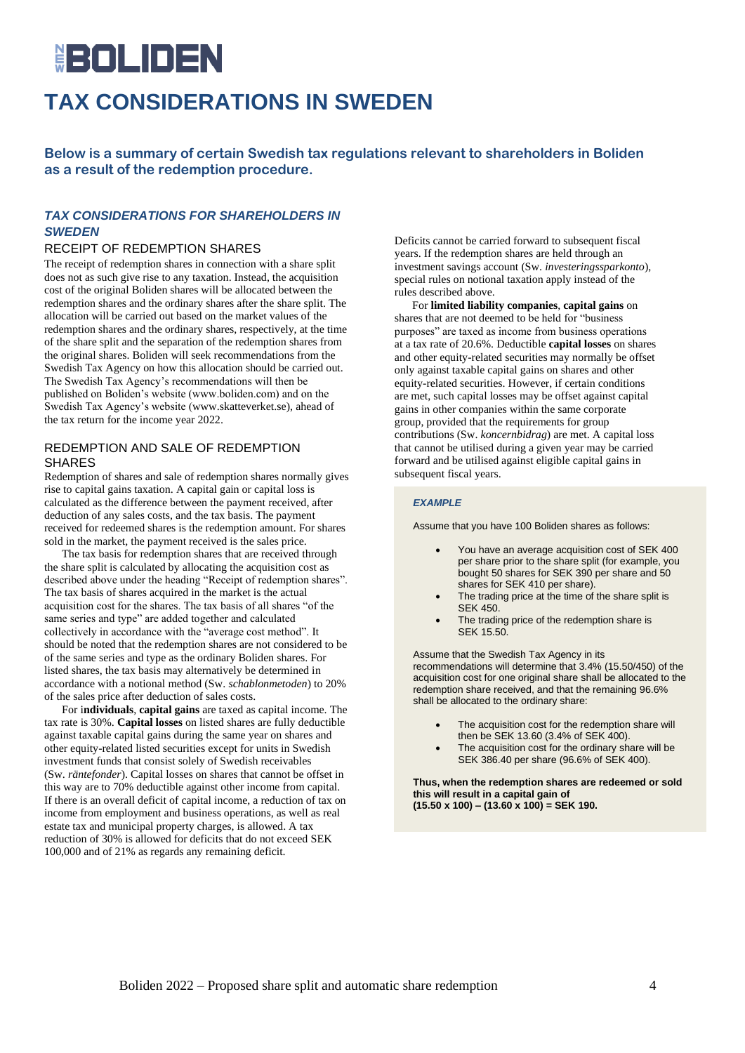# NEW BOLIDEN

# TAX CONSIDERATIONS IN SWEDEN

**Below is a summary of certain Swedish tax regulations relevant to shareholders in Boliden as a result of the redemption procedure.**

## *TAX CONSIDERATIONS FOR SHAREHOLDERS IN SWEDEN*

### RECEIPT OF REDEMPTION SHARES

The receipt of redemption shares in connection with a share split does not as such give rise to any taxation. Instead, the acquisition cost of the original Boliden shares will be allocated between the redemption shares and the ordinary shares after the share split. The allocation will be carried out based on the market values of the redemption shares and the ordinary shares, respectively, at the time of the share split and the separation of the redemption shares from the original shares. Boliden will seek recommendations from the Swedish Tax Agency on how this allocation should be carried out. The Swedish Tax Agency's recommendations will then be published on Boliden's website (www.boliden.com) and on the Swedish Tax Agency's website (www.skatteverket.se), ahead of the tax return for the income year 2022.

### REDEMPTION AND SALE OF REDEMPTION SHARES

Redemption of shares and sale of redemption shares normally gives rise to capital gains taxation. A capital gain or capital loss is calculated as the difference between the payment received, after deduction of any sales costs, and the tax basis. The payment received for redeemed shares is the redemption amount. For shares sold in the market, the payment received is the sales price.

The tax basis for redemption shares that are received through the share split is calculated by allocating the acquisition cost as described above under the heading "Receipt of redemption shares". The tax basis of shares acquired in the market is the actual acquisition cost for the shares. The tax basis of all shares "of the same series and type" are added together and calculated collectively in accordance with the "average cost method". It should be noted that the redemption shares are not considered to be of the same series and type as the ordinary Boliden shares. For listed shares, the tax basis may alternatively be determined in accordance with a notional method (Sw. *schablonmetoden*) to 20% of the sales price after deduction of sales costs.

For i**ndividuals**, **capital gains** are taxed as capital income. The tax rate is 30%. **Capital losses** on listed shares are fully deductible against taxable capital gains during the same year on shares and other equity-related listed securities except for units in Swedish investment funds that consist solely of Swedish receivables (Sw. *räntefonder*). Capital losses on shares that cannot be offset in this way are to 70% deductible against other income from capital. If there is an overall deficit of capital income, a reduction of tax on income from employment and business operations, as well as real estate tax and municipal property charges, is allowed. A tax reduction of 30% is allowed for deficits that do not exceed SEK 100,000 and of 21% as regards any remaining deficit. Deficits cannot be carried forward to subsequent fiscal years. If the redemption shares are held through an investment savings account (Sw. *investeringssparkonto*), special rules on notional taxation apply instead of the rules described above.

For **limited liability companies**, **capital gains** on shares that are not deemed to be held for "business purposes" are taxed as income from business operations at a tax rate of 20.6%. Deductible **capital losses** on shares and other equity-related securities may normally be offset only against taxable capital gains on shares and other equity-related securities. However, if certain conditions are met, such capital losses may be offset against capital gains in other companies within the same corporate group, provided that the requirements for group contributions (Sw. *koncernbidrag*) are met. A capital loss that cannot be utilised during a given year may be carried forward and be utilised against eligible capital gains in subsequent fiscal years.

#### *EXAMPLE*

Assume that you have 100 Boliden shares as follows:

- You have an average acquisition cost of SEK 400 per share prior to the share split (for example, you bought 50 shares for SEK 390 per share and 50 shares for SEK 410 per share).
- The trading price at the time of the share split is SEK 450.
- The trading price of the redemption share is SEK 15.50.

Assume that the Swedish Tax Agency in its recommendations will determine that 3.4% (15.50/450) of the acquisition cost for one original share shall be allocated to the redemption share received, and that the remaining 96.6% shall be allocated to the ordinary share:

- The acquisition cost for the redemption share will then be SEK 13.60 (3.4% of SEK 400).
- The acquisition cost for the ordinary share will be SEK 386.40 per share (96.6% of SEK 400).

**Thus, when the redemption shares are redeemed or sold this will result in a capital gain of (15.50 x 100) – (13.60 x 100) = SEK 190.**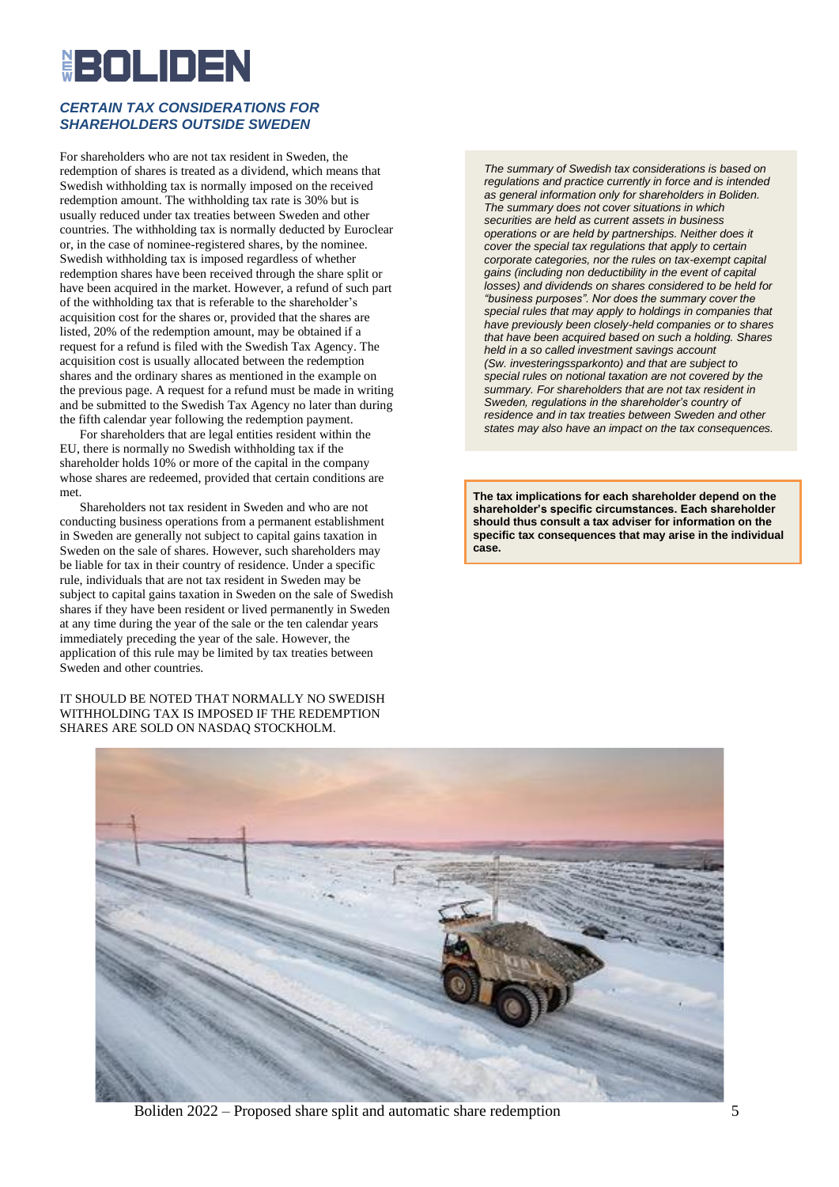## *CERTAIN TAX CONSIDERATIONS FOR SHAREHOLDERS OUTSIDE SWEDEN*

For shareholders who are not tax resident in Sweden, the redemption of shares is treated as a dividend, which means that Swedish withholding tax is normally imposed on the received redemption amount. The withholding tax rate is 30% but is usually reduced under tax treaties between Sweden and other countries. The withholding tax is normally deducted by Euroclear or, in the case of nominee-registered shares, by the nominee. Swedish withholding tax is imposed regardless of whether redemption shares have been received through the share split or have been acquired in the market. However, a refund of such part of the withholding tax that is referable to the shareholder's acquisition cost for the shares or, provided that the shares are listed, 20% of the redemption amount, may be obtained if a request for a refund is filed with the Swedish Tax Agency. The acquisition cost is usually allocated between the redemption shares and the ordinary shares as mentioned in the example on the previous page. A request for a refund must be made in writing and be submitted to the Swedish Tax Agency no later than during the fifth calendar year following the redemption payment.

For shareholders that are legal entities resident within the EU, there is normally no Swedish withholding tax if the shareholder holds 10% or more of the capital in the company whose shares are redeemed, provided that certain conditions are met.

Shareholders not tax resident in Sweden and who are not conducting business operations from a permanent establishment in Sweden are generally not subject to capital gains taxation in Sweden on the sale of shares. However, such shareholders may be liable for tax in their country of residence. Under a specific rule, individuals that are not tax resident in Sweden may be subject to capital gains taxation in Sweden on the sale of Swedish shares if they have been resident or lived permanently in Sweden at any time during the year of the sale or the ten calendar years immediately preceding the year of the sale. However, the application of this rule may be limited by tax treaties between Sweden and other countries.

IT SHOULD BE NOTED THAT NORMALLY NO SWEDISH WITHHOLDING TAX IS IMPOSED IF THE REDEMPTION SHARES ARE SOLD ON NASDAQ STOCKHOLM.

*The summary of Swedish tax considerations is based on regulations and practice currently in force and is intended as general information only for shareholders in Boliden. The summary does not cover situations in which securities are held as current assets in business operations or are held by partnerships. Neither does it cover the special tax regulations that apply to certain corporate categories, nor the rules on tax-exempt capital gains (including non deductibility in the event of capital losses) and dividends on shares considered to be held for "business purposes". Nor does the summary cover the special rules that may apply to holdings in companies that have previously been closely-held companies or to shares that have been acquired based on such a holding. Shares held in a so called investment savings account (Sw. investeringssparkonto) and that are subject to special rules on notional taxation are not covered by the summary. For shareholders that are not tax resident in Sweden, regulations in the shareholder's country of residence and in tax treaties between Sweden and other states may also have an impact on the tax consequences.*

**The tax implications for each shareholder depend on the shareholder's specific circumstances. Each shareholder should thus consult a tax adviser for information on the specific tax consequences that may arise in the individual case.**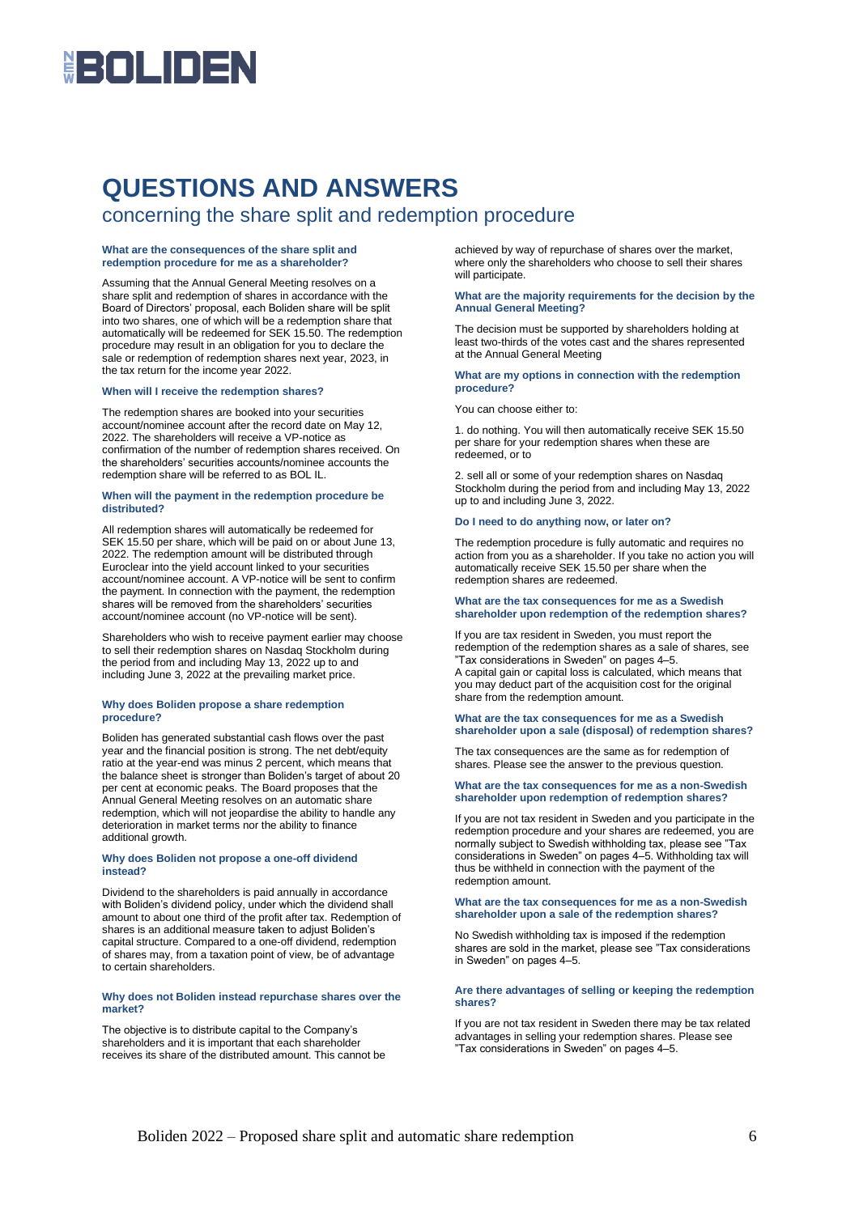# QUESTIONS AND ANSWERS

## concerning the share split and redemption procedure

### What are the consequences of the share split and redemption procedure for me as a shareholder?

Assuming that the Annual General Meeting resolves on a share split and redemption of shares in accordance with the Board of Directors' proposal, each Boliden share will be split into two shares, one of which will be a redemption share that automatically will be redeemed for SEK 15.50. The redemption procedure may result in an obligation for you to declare the sale or redemption of redemption shares next year, 2023, in the tax return for the income year 2022.

### When will I receive the redemption shares?

The redemption shares are booked into your securities account/nominee account after the record date on May 12, 2022. The shareholders will receive a VP-notice as confirmation of the number of redemption shares received. On the shareholders' securities accounts/nominee accounts the redemption share will be referred to as BOL IL.

### When will the payment in the redemption procedure be distributed?

All redemption shares will automatically be redeemed for SEK 15.50 per share, which will be paid on or about June 13, 2022. The redemption amount will be distributed through Euroclear into the yield account linked to your securities account/nominee account. A VP-notice will be sent to confirm the payment. In connection with the payment, the redemption shares will be removed from the shareholders' securities account/nominee account (no VP-notice will be sent).

Shareholders who wish to receive payment earlier may choose to sell their redemption shares on Nasdaq Stockholm during the period from and including May 13, 2022 up to and including June 3, 2022 at the prevailing market price.

### Why does Boliden propose a share redemption procedure?

Boliden has generated substantial cash flows over the past year and the financial position is strong. The net debt/equity ratio at the year-end was minus 2 percent, which means that the balance sheet is stronger than Boliden's target of about 20 per cent at economic peaks. The Board proposes that the Annual General Meeting resolves on an automatic share redemption, which will not jeopardise the ability to handle any deterioration in market terms nor the ability to finance additional growth.

### Why does Boliden not propose a one-off dividend instead?

Dividend to the shareholders is paid annually in accordance with Boliden's dividend policy, under which the dividend shall amount to about one third of the profit after tax. Redemption of shares is an additional measure taken to adjust Boliden's capital structure. Compared to a one-off dividend, redemption of shares may, from a taxation point of view, be of advantage to certain shareholders.

### Why does not Boliden instead repurchase shares over the market?

The objective is to distribute capital to the Company's shareholders and it is important that each shareholder receives its share of the distributed amount. This cannot be achieved by way of repurchase of shares over the market, where only the shareholders who choose to sell their shares will participate.

### What are the majority requirements for the decision by the Annual General Meeting?

The decision must be supported by shareholders holding at least two-thirds of the votes cast and the shares represented at the Annual General Meeting

### What are my options in connection with the redemption procedure?

You can choose either to:

1. do nothing. You will then automatically receive SEK 15.50 per share for your redemption shares when these are redeemed, or to

2. sell all or some of your redemption shares on Nasdaq Stockholm during the period from and including May 13, 2022 up to and including June 3, 2022.

### Do I need to do anything now, or later on?

The redemption procedure is fully automatic and requires no action from you as a shareholder. If you take no action you will automatically receive SEK 15.50 per share when the redemption shares are redeemed.

### What are the tax consequences for me as a Swedish shareholder upon redemption of the redemption shares?

If you are tax resident in Sweden, you must report the redemption of the redemption shares as a sale of shares, see "Tax considerations in Sweden" on pages 4–5.
A capital gain or capital loss is calculated, which means that you may deduct part of the acquisition cost for the original share from the redemption amount.

### What are the tax consequences for me as a Swedish shareholder upon a sale (disposal) of redemption shares?

The tax consequences are the same as for redemption of shares. Please see the answer to the previous question.

### What are the tax consequences for me as a non-Swedish shareholder upon redemption of redemption shares?

If you are not tax resident in Sweden and you participate in the redemption procedure and your shares are redeemed, you are normally subject to Swedish withholding tax, please see "Tax considerations in Sweden" on pages 4–5. Withholding tax will thus be withheld in connection with the payment of the redemption amount.

### What are the tax consequences for me as a non-Swedish shareholder upon a sale of the redemption shares?

No Swedish withholding tax is imposed if the redemption shares are sold in the market, please see "Tax considerations in Sweden" on pages 4–5.

### Are there advantages of selling or keeping the redemption shares?

If you are not tax resident in Sweden there may be tax related advantages in selling your redemption shares. Please see "Tax considerations in Sweden" on pages 4–5.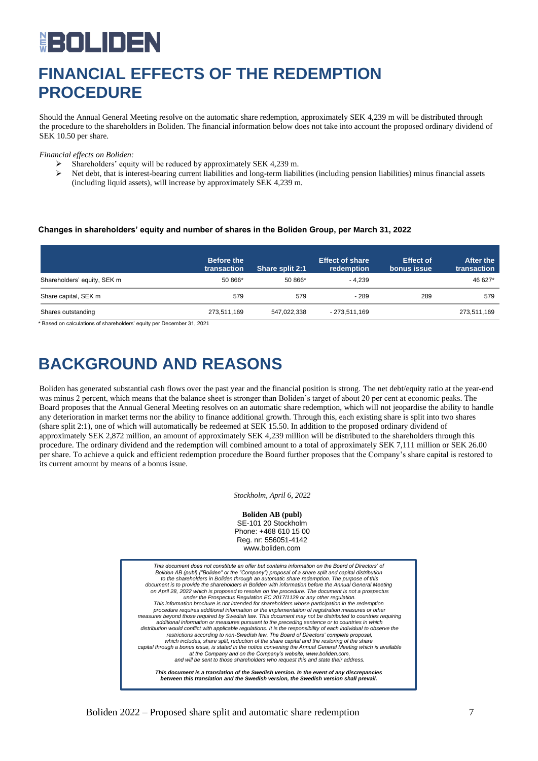# FINANCIAL EFFECTS OF THE REDEMPTION PROCEDURE

Should the Annual General Meeting resolve on the automatic share redemption, approximately SEK 4,239 m will be distributed through the procedure to the shareholders in Boliden. The financial information below does not take into account the proposed ordinary dividend of SEK 10.50 per share.

*Financial effects on Boliden:*

- Shareholders' equity will be reduced by approximately SEK 4,239 m.
- Net debt, that is interest-bearing current liabilities and long-term liabilities (including pension liabilities) minus financial assets (including liquid assets), will increase by approximately SEK 4,239 m.

**Changes in shareholders' equity and number of shares in the Boliden Group, per March 31, 2022**

| | Before the transaction | Share split 2:1 | Effect of share redemption | Effect of bonus issue | After the transaction |
|---|---|---|---|---|---|
| Shareholders' equity, SEK m | 50 866* | 50 866* | - 4,239 | | 46 627* |
| Share capital, SEK m | 579 | 579 | - 289 | 289 | 579 |
| Shares outstanding | 273,511,169 | 547,022,338 | - 273,511,169 | | 273,511,169 |

\* Based on calculations of shareholders' equity per December 31, 2021

# BACKGROUND AND REASONS

Boliden has generated substantial cash flows over the past year and the financial position is strong. The net debt/equity ratio at the year-end was minus 2 percent, which means that the balance sheet is stronger than Boliden's target of about 20 per cent at economic peaks. The Board proposes that the Annual General Meeting resolves on an automatic share redemption, which will not jeopardise the ability to handle any deterioration in market terms nor the ability to finance additional growth. Through this, each existing share is split into two shares (share split 2:1), one of which will automatically be redeemed at SEK 15.50. In addition to the proposed ordinary dividend of approximately SEK 2,872 million, an amount of approximately SEK 4,239 million will be distributed to the shareholders through this procedure. The ordinary dividend and the redemption will combined amount to a total of approximately SEK 7,111 million or SEK 26.00 per share. To achieve a quick and efficient redemption procedure the Board further proposes that the Company's share capital is restored to its current amount by means of a bonus issue.

*Stockholm, April 6, 2022*

**Boliden AB (publ)**
SE-101 20 Stockholm
Phone: +468 610 15 00
Reg. nr: 556051-4142
www.boliden.com

*This document does not constitute an offer but contains information on the Board of Directors' of Boliden AB (publ) ("Boliden" or the "Company") proposal of a share split and capital distribution to the shareholders in Boliden through an automatic share redemption. The purpose of this document is to provide the shareholders in Boliden with information before the Annual General Meeting on April 28, 2022 which is proposed to resolve on the procedure. The document is not a prospectus under the Prospectus Regulation EC 2017/1129 or any other regulation. This information brochure is not intended for shareholders whose participation in the redemption procedure requires additional information or the implementation of registration measures or other measures beyond those required by Swedish law. This document may not be distributed to countries requiring additional information or measures pursuant to the preceding sentence or to countries in which distribution would conflict with applicable regulations. It is the responsibility of each individual to observe the restrictions according to non-Swedish law. The Board of Directors' complete proposal, which includes, share split, reduction of the share capital and the restoring of the share capital through a bonus issue, is stated in the notice convening the Annual General Meeting which is available at the Company and on the Company's website, www.boliden.com, and will be sent to those shareholders who request this and state their address.*

***This document is a translation of the Swedish version. In the event of any discrepancies between this translation and the Swedish version, the Swedish version shall prevail.***